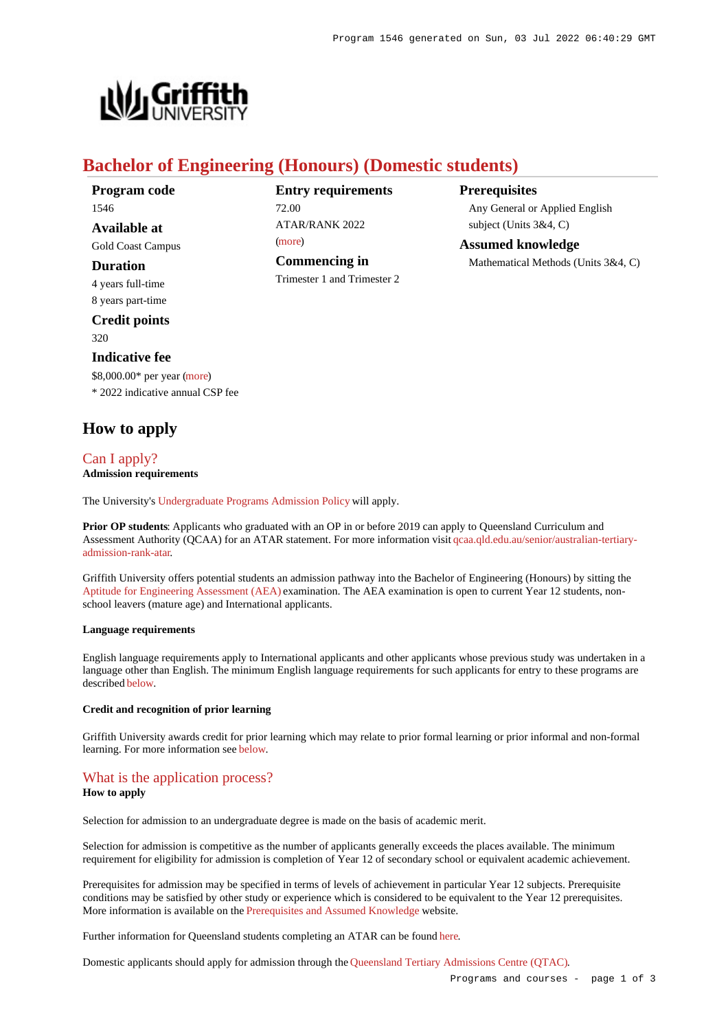# Bachelor of Engineering (Honours) (Domestic students)

**Program code**
1546

**Available at**
Gold Coast Campus

**Duration**
4 years full-time
8 years part-time

**Credit points**
320

**Indicative fee**
$8,000.00* per year (more)
* 2022 indicative annual CSP fee

**Entry requirements**
72.00
ATAR/RANK 2022
(more)

**Commencing in**
Trimester 1 and Trimester 2

**Prerequisites**
Any General or Applied English subject (Units 3&4, C)

**Assumed knowledge**
Mathematical Methods (Units 3&4, C)

## How to apply

### Can I apply?

**Admission requirements**

The University's Undergraduate Programs Admission Policy will apply.

**Prior OP students**: Applicants who graduated with an OP in or before 2019 can apply to Queensland Curriculum and Assessment Authority (QCAA) for an ATAR statement. For more information visit qcaa.qld.edu.au/senior/australian-tertiary-admission-rank-atar.

Griffith University offers potential students an admission pathway into the Bachelor of Engineering (Honours) by sitting the Aptitude for Engineering Assessment (AEA) examination. The AEA examination is open to current Year 12 students, non-school leavers (mature age) and International applicants.

**Language requirements**

English language requirements apply to International applicants and other applicants whose previous study was undertaken in a language other than English. The minimum English language requirements for such applicants for entry to these programs are described below.

**Credit and recognition of prior learning**

Griffith University awards credit for prior learning which may relate to prior formal learning or prior informal and non-formal learning. For more information see below.

### What is the application process?

**How to apply**

Selection for admission to an undergraduate degree is made on the basis of academic merit.

Selection for admission is competitive as the number of applicants generally exceeds the places available. The minimum requirement for eligibility for admission is completion of Year 12 of secondary school or equivalent academic achievement.

Prerequisites for admission may be specified in terms of levels of achievement in particular Year 12 subjects. Prerequisite conditions may be satisfied by other study or experience which is considered to be equivalent to the Year 12 prerequisites. More information is available on the Prerequisites and Assumed Knowledge website.

Further information for Queensland students completing an ATAR can be found here.

Domestic applicants should apply for admission through the Queensland Tertiary Admissions Centre (QTAC).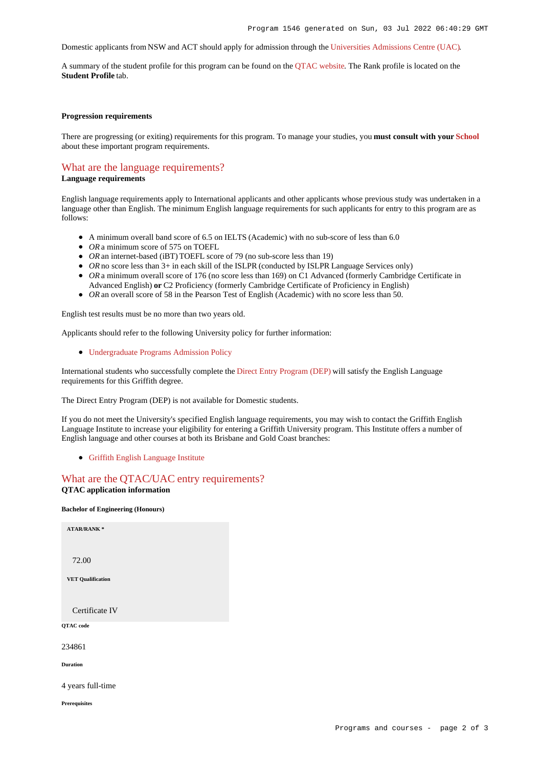Domestic applicants from NSW and ACT should apply for admission through the Universities Admissions Centre (UAC).

A summary of the student profile for this program can be found on the QTAC website. The Rank profile is located on the **Student Profile** tab.

**Progression requirements**

There are progressing (or exiting) requirements for this program. To manage your studies, you **must consult with your School** about these important program requirements.

## What are the language requirements?

**Language requirements**

English language requirements apply to International applicants and other applicants whose previous study was undertaken in a language other than English. The minimum English language requirements for such applicants for entry to this program are as follows:

- A minimum overall band score of 6.5 on IELTS (Academic) with no sub-score of less than 6.0
- *OR* a minimum score of 575 on TOEFL
- *OR* an internet-based (iBT) TOEFL score of 79 (no sub-score less than 19)
- *OR* no score less than 3+ in each skill of the ISLPR (conducted by ISLPR Language Services only)
- *OR* a minimum overall score of 176 (no score less than 169) on C1 Advanced (formerly Cambridge Certificate in Advanced English) **or** C2 Proficiency (formerly Cambridge Certificate of Proficiency in English)
- *OR* an overall score of 58 in the Pearson Test of English (Academic) with no score less than 50.

English test results must be no more than two years old.

Applicants should refer to the following University policy for further information:

- Undergraduate Programs Admission Policy

International students who successfully complete the Direct Entry Program (DEP) will satisfy the English Language requirements for this Griffith degree.

The Direct Entry Program (DEP) is not available for Domestic students.

If you do not meet the University's specified English language requirements, you may wish to contact the Griffith English Language Institute to increase your eligibility for entering a Griffith University program. This Institute offers a number of English language and other courses at both its Brisbane and Gold Coast branches:

- Griffith English Language Institute

## What are the QTAC/UAC entry requirements?

**QTAC application information**

**Bachelor of Engineering (Honours)**

**ATAR/RANK \***

72.00

**VET Qualification**

Certificate IV

**QTAC code**

234861

**Duration**

4 years full-time

**Prerequisites**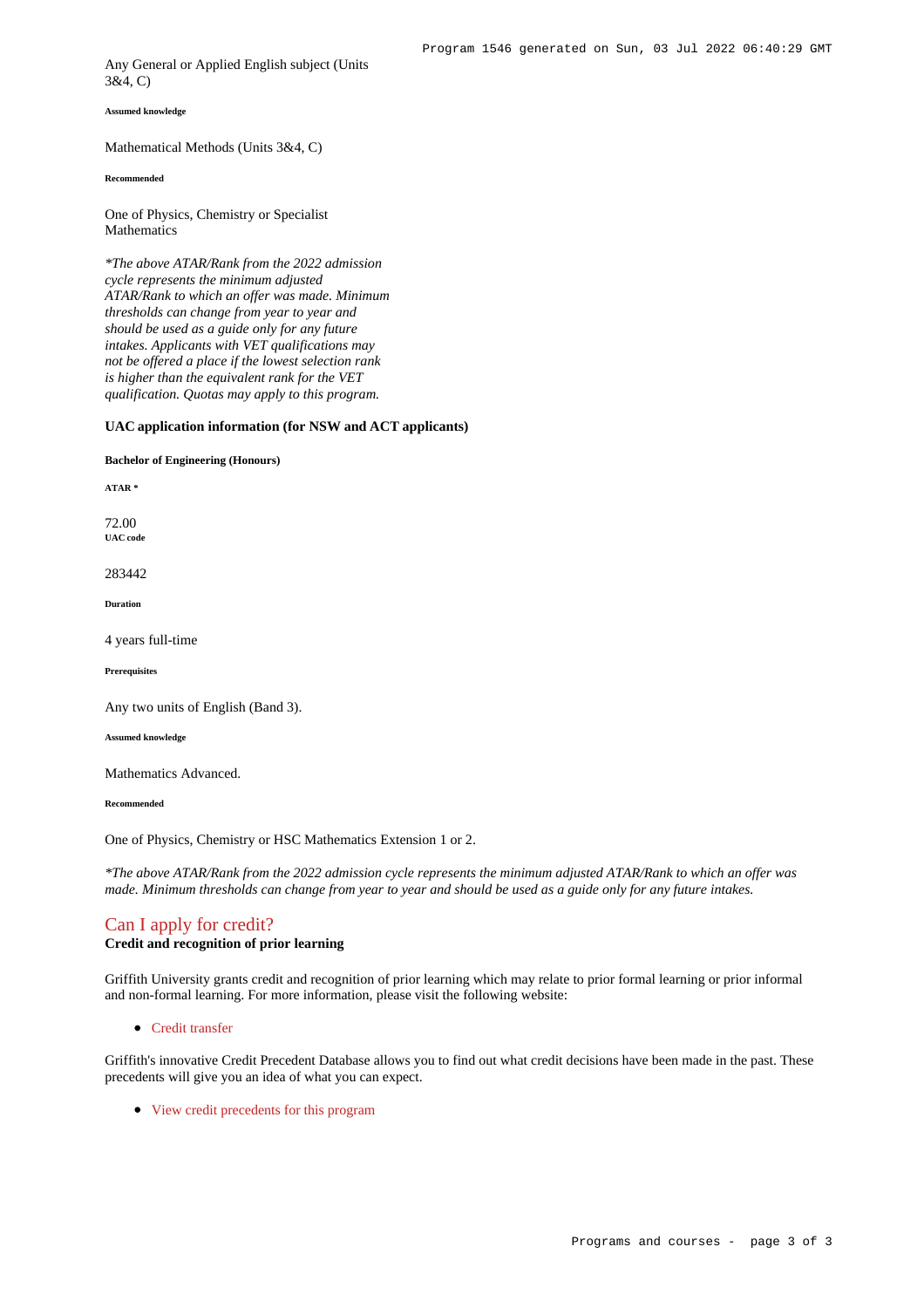Any General or Applied English subject (Units 3&4, C)

**Assumed knowledge**

Mathematical Methods (Units 3&4, C)

**Recommended**

One of Physics, Chemistry or Specialist Mathematics

*\*The above ATAR/Rank from the 2022 admission cycle represents the minimum adjusted ATAR/Rank to which an offer was made. Minimum thresholds can change from year to year and should be used as a guide only for any future intakes. Applicants with VET qualifications may not be offered a place if the lowest selection rank is higher than the equivalent rank for the VET qualification. Quotas may apply to this program.*

### UAC application information (for NSW and ACT applicants)

**Bachelor of Engineering (Honours)**

**ATAR \***

72.00

**UAC code**

283442

**Duration**

4 years full-time

**Prerequisites**

Any two units of English (Band 3).

**Assumed knowledge**

Mathematics Advanced.

**Recommended**

One of Physics, Chemistry or HSC Mathematics Extension 1 or 2.

*\*The above ATAR/Rank from the 2022 admission cycle represents the minimum adjusted ATAR/Rank to which an offer was made. Minimum thresholds can change from year to year and should be used as a guide only for any future intakes.*

## Can I apply for credit?

### Credit and recognition of prior learning

Griffith University grants credit and recognition of prior learning which may relate to prior formal learning or prior informal and non-formal learning. For more information, please visit the following website:

- Credit transfer

Griffith's innovative Credit Precedent Database allows you to find out what credit decisions have been made in the past. These precedents will give you an idea of what you can expect.

- View credit precedents for this program